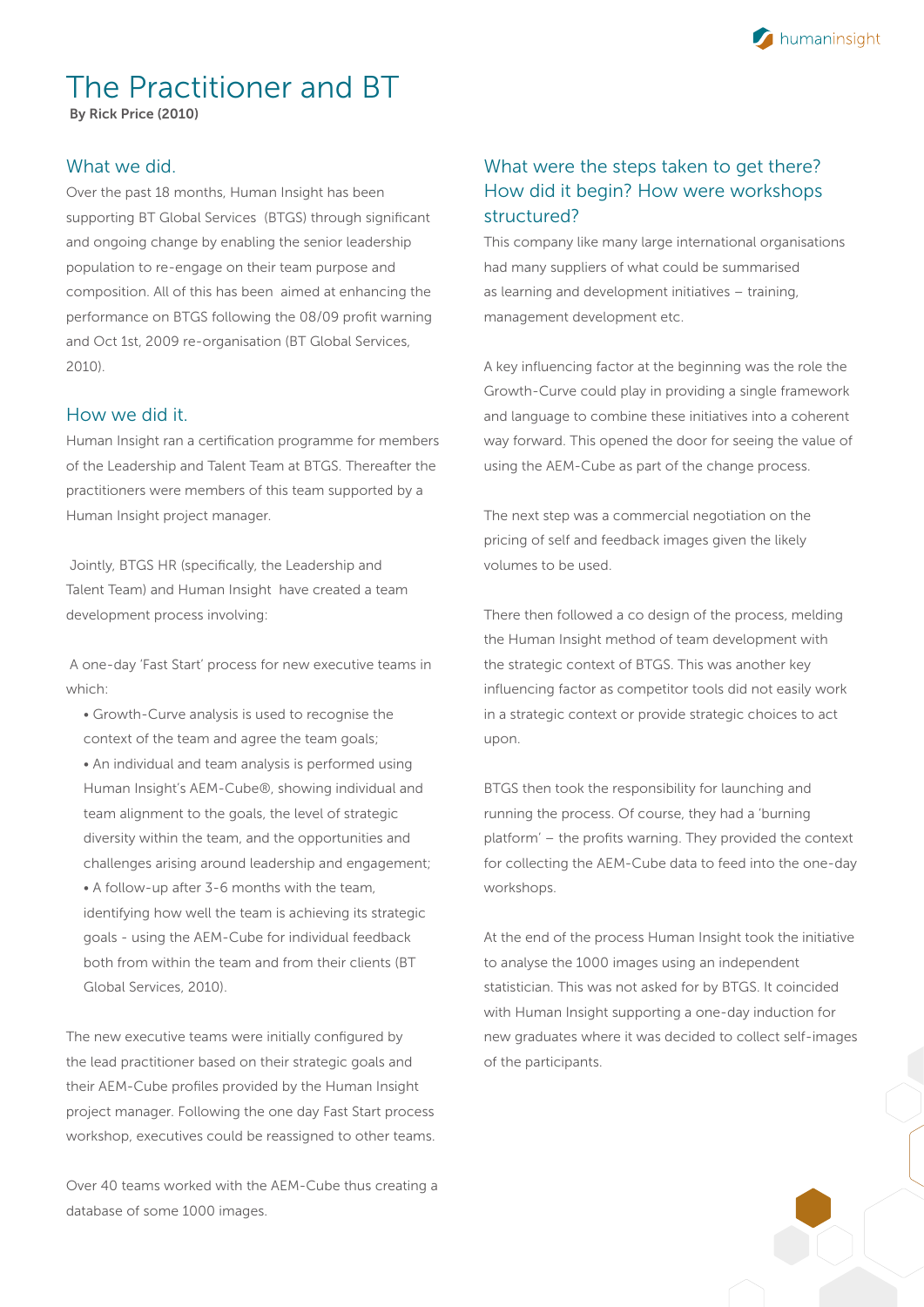# The Practitioner and BT

**By Rick Price (2010)**

## What we did.

Over the past 18 months, Human Insight has been supporting BT Global Services (BTGS) through significant and ongoing change by enabling the senior leadership population to re-engage on their team purpose and composition. All of this has been aimed at enhancing the performance on BTGS following the 08/09 profit warning and Oct 1st, 2009 re-organisation (BT Global Services, 2010).

## How we did it.

Human Insight ran a certification programme for members of the Leadership and Talent Team at BTGS. Thereafter the practitioners were members of this team supported by a Human Insight project manager.

Jointly, BTGS HR (specifically, the Leadership and Talent Team) and Human Insight have created a team development process involving:

A one-day 'Fast Start' process for new executive teams in which:

- Growth-Curve analysis is used to recognise the context of the team and agree the team goals;
- An individual and team analysis is performed using Human Insight's AEM-Cube®, showing individual and team alignment to the goals, the level of strategic diversity within the team, and the opportunities and challenges arising around leadership and engagement;
- A follow-up after 3-6 months with the team, identifying how well the team is achieving its strategic goals - using the AEM-Cube for individual feedback both from within the team and from their clients (BT Global Services, 2010).

The new executive teams were initially configured by the lead practitioner based on their strategic goals and their AEM-Cube profiles provided by the Human Insight project manager. Following the one day Fast Start process workshop, executives could be reassigned to other teams.

Over 40 teams worked with the AEM-Cube thus creating a database of some 1000 images.

## What were the steps taken to get there? How did it begin? How were workshops structured?

This company like many large international organisations had many suppliers of what could be summarised as learning and development initiatives – training, management development etc.

A key influencing factor at the beginning was the role the Growth-Curve could play in providing a single framework and language to combine these initiatives into a coherent way forward. This opened the door for seeing the value of using the AEM-Cube as part of the change process.

The next step was a commercial negotiation on the pricing of self and feedback images given the likely volumes to be used.

There then followed a co design of the process, melding the Human Insight method of team development with the strategic context of BTGS. This was another key influencing factor as competitor tools did not easily work in a strategic context or provide strategic choices to act upon.

BTGS then took the responsibility for launching and running the process. Of course, they had a 'burning platform' – the profits warning. They provided the context for collecting the AEM-Cube data to feed into the one-day workshops.

At the end of the process Human Insight took the initiative to analyse the 1000 images using an independent statistician. This was not asked for by BTGS. It coincided with Human Insight supporting a one-day induction for new graduates where it was decided to collect self-images of the participants.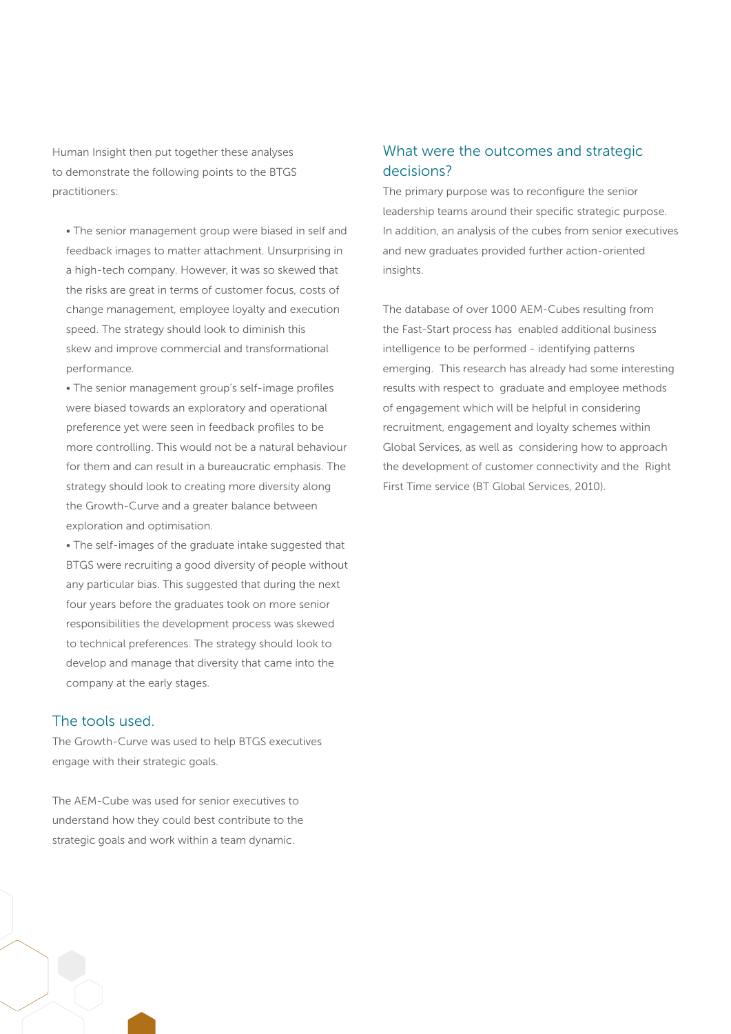Human Insight then put together these analyses to demonstrate the following points to the BTGS practitioners:

- The senior management group were biased in self and feedback images to matter attachment. Unsurprising in a high-tech company. However, it was so skewed that the risks are great in terms of customer focus, costs of change management, employee loyalty and execution speed. The strategy should look to diminish this skew and improve commercial and transformational performance.
- The senior management group's self-image profiles were biased towards an exploratory and operational preference yet were seen in feedback profiles to be more controlling. This would not be a natural behaviour for them and can result in a bureaucratic emphasis. The strategy should look to creating more diversity along the Growth-Curve and a greater balance between exploration and optimisation.
- The self-images of the graduate intake suggested that BTGS were recruiting a good diversity of people without any particular bias. This suggested that during the next four years before the graduates took on more senior responsibilities the development process was skewed to technical preferences. The strategy should look to develop and manage that diversity that came into the company at the early stages.

## The tools used.

The Growth-Curve was used to help BTGS executives engage with their strategic goals.

The AEM-Cube was used for senior executives to understand how they could best contribute to the strategic goals and work within a team dynamic.

## What were the outcomes and strategic decisions?

The primary purpose was to reconfigure the senior leadership teams around their specific strategic purpose. In addition, an analysis of the cubes from senior executives and new graduates provided further action-oriented insights.

The database of over 1000 AEM-Cubes resulting from the Fast-Start process has enabled additional business intelligence to be performed - identifying patterns emerging. This research has already had some interesting results with respect to graduate and employee methods of engagement which will be helpful in considering recruitment, engagement and loyalty schemes within Global Services, as well as considering how to approach the development of customer connectivity and the Right First Time service (BT Global Services, 2010).